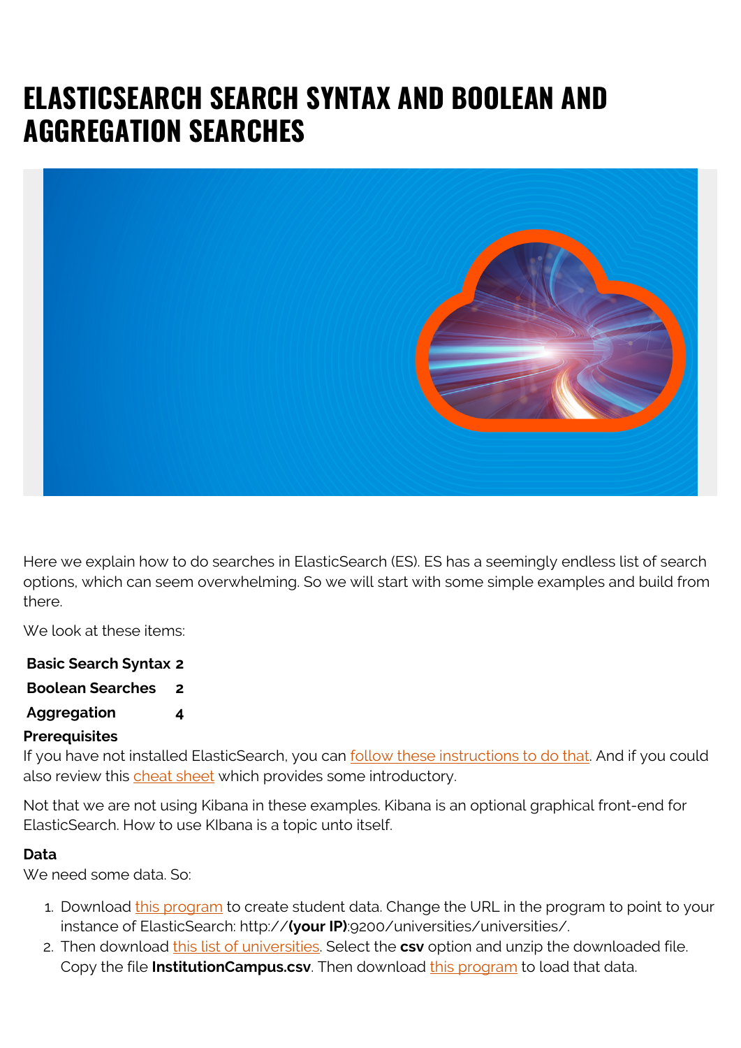# ELASTICSEARCH SEARCH SYNTAX AND BOOLEAN AND AGGREGATION SEARCHES

Here we explain how to do searches in ElasticSearch (ES). ES has a seemingly endless list of search options, which can seem overwhelming. So we will start with some simple examples and build from there.

We look at these items:

| | |
|---|---|
| **Basic Search Syntax** | **2** |
| **Boolean Searches** | **2** |
| **Aggregation** | **4** |

**Prerequisites**

If you have not installed ElasticSearch, you can follow these instructions to do that. And if you could also review this cheat sheet which provides some introductory.

Not that we are not using Kibana in these examples. Kibana is an optional graphical front-end for ElasticSearch. How to use KIbana is a topic unto itself.

**Data**

We need some data. So:

1. Download this program to create student data. Change the URL in the program to point to your instance of ElasticSearch: http://**(your IP)**:9200/universities/universities/.
2. Then download this list of universities. Select the **csv** option and unzip the downloaded file. Copy the file **InstitutionCampus.csv**. Then download this program to load that data.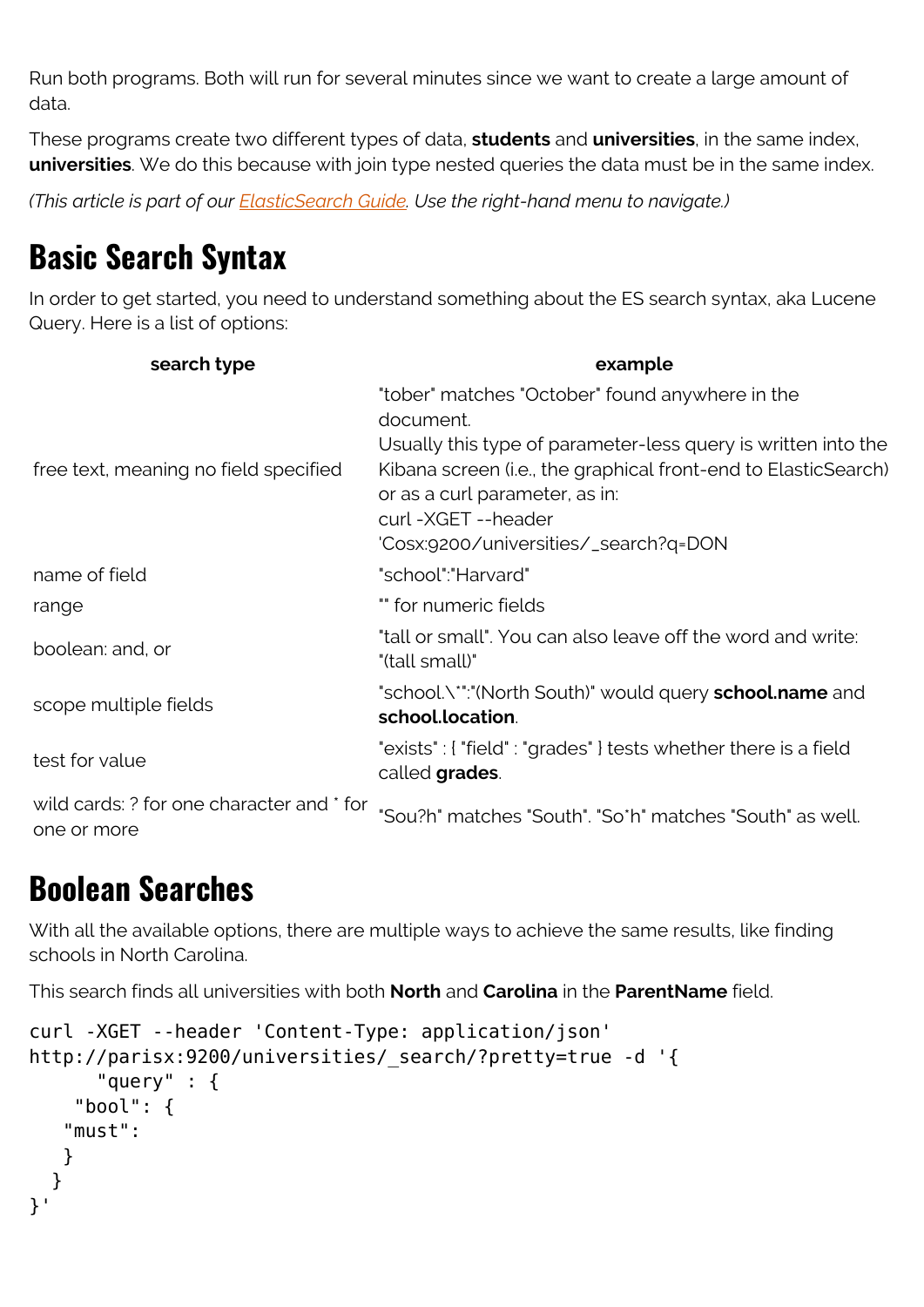Run both programs. Both will run for several minutes since we want to create a large amount of data.

These programs create two different types of data, **students** and **universities**, in the same index, **universities**. We do this because with join type nested queries the data must be in the same index.

*(This article is part of our ElasticSearch Guide. Use the right-hand menu to navigate.)*

# Basic Search Syntax

In order to get started, you need to understand something about the ES search syntax, aka Lucene Query. Here is a list of options:

| search type | example |
| --- | --- |
| free text, meaning no field specified | "tober" matches "October" found anywhere in the document.<br>Usually this type of parameter-less query is written into the Kibana screen (i.e., the graphical front-end to ElasticSearch) or as a curl parameter, as in:<br>curl -XGET --header 'Cosx:9200/universities/_search?q=DON |
| name of field | "school":"Harvard" |
| range | "" for numeric fields |
| boolean: and, or | "tall or small". You can also leave off the word and write: "(tall small)" |
| scope multiple fields | "school.\*":"(North South)" would query **school.name** and **school.location**. |
| test for value | "exists" : { "field" : "grades" } tests whether there is a field called **grades**. |
| wild cards: ? for one character and * for one or more | "Sou?h" matches "South". "So*h" matches "South" as well. |

# Boolean Searches

With all the available options, there are multiple ways to achieve the same results, like finding schools in North Carolina.

This search finds all universities with both **North** and **Carolina** in the **ParentName** field.

```
curl -XGET --header 'Content-Type: application/json'
http://parisx:9200/universities/_search/?pretty=true -d '{
      "query" : {
    "bool": {
   "must":
   }
  }
}'
```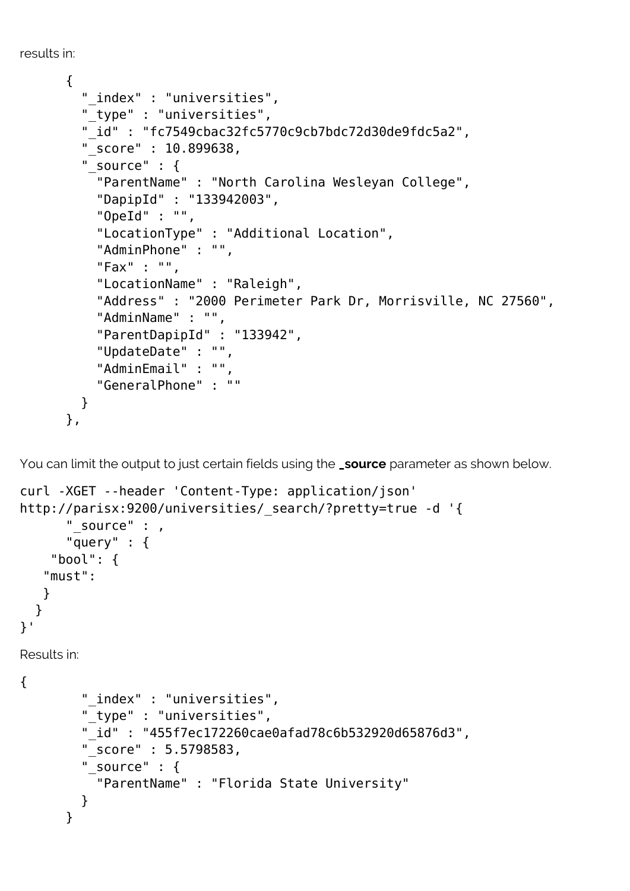results in:

```
      {
        "_index" : "universities",
        "_type" : "universities",
        "_id" : "fc7549cbac32fc5770c9cb7bdc72d30de9fdc5a2",
        "_score" : 10.899638,
        "_source" : {
          "ParentName" : "North Carolina Wesleyan College",
          "DapipId" : "133942003",
          "OpeId" : "",
          "LocationType" : "Additional Location",
          "AdminPhone" : "",
          "Fax" : "",
          "LocationName" : "Raleigh",
          "Address" : "2000 Perimeter Park Dr, Morrisville, NC 27560",
          "AdminName" : "",
          "ParentDapipId" : "133942",
          "UpdateDate" : "",
          "AdminEmail" : "",
          "GeneralPhone" : ""
        }
      },
```

You can limit the output to just certain fields using the **_source** parameter as shown below.

```
curl -XGET --header 'Content-Type: application/json'
http://parisx:9200/universities/_search/?pretty=true -d '{
      "_source" : ,
      "query" : {
    "bool": {
   "must":
   }
  }
}'
```

Results in:

```
{
        "_index" : "universities",
        "_type" : "universities",
        "_id" : "455f7ec172260cae0afad78c6b532920d65876d3",
        "_score" : 5.5798583,
        "_source" : {
          "ParentName" : "Florida State University"
        }
      }
```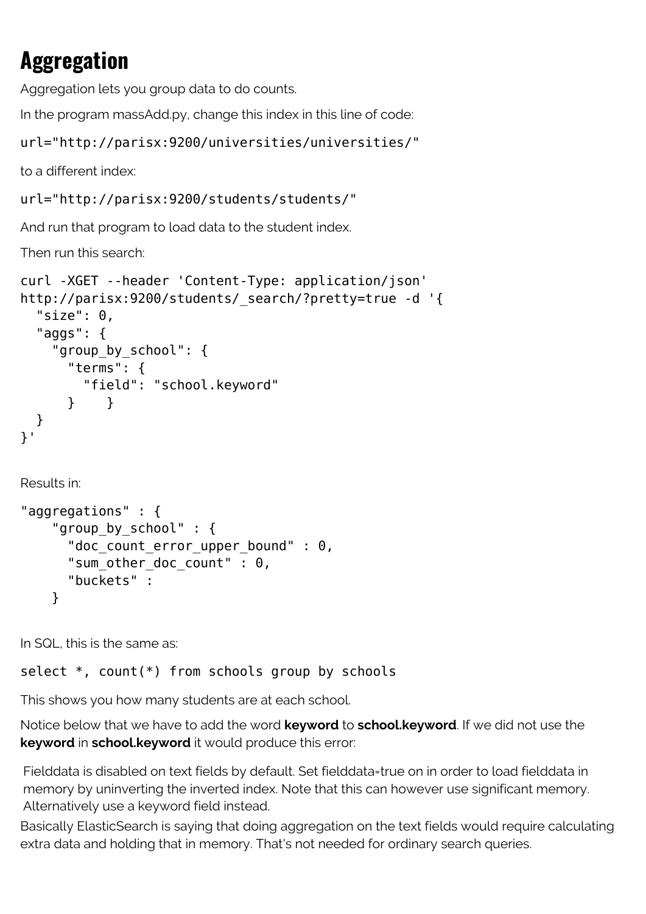# Aggregation

Aggregation lets you group data to do counts.

In the program massAdd.py, change this index in this line of code:

```
url="http://parisx:9200/universities/universities/"
```

to a different index:

```
url="http://parisx:9200/students/students/"
```

And run that program to load data to the student index.

Then run this search:

```
curl -XGET --header 'Content-Type: application/json'
http://parisx:9200/students/_search/?pretty=true -d '{
  "size": 0,
  "aggs": {
    "group_by_school": {
      "terms": {
        "field": "school.keyword"
      }    }
  }
}'
```

Results in:

```
"aggregations" : {
    "group_by_school" : {
      "doc_count_error_upper_bound" : 0,
      "sum_other_doc_count" : 0,
      "buckets" :
    }
```

In SQL, this is the same as:

```
select *, count(*) from schools group by schools
```

This shows you how many students are at each school.

Notice below that we have to add the word **keyword** to **school.keyword**. If we did not use the **keyword** in **school.keyword** it would produce this error:

Fielddata is disabled on text fields by default. Set fielddata=true on in order to load fielddata in memory by uninverting the inverted index. Note that this can however use significant memory. Alternatively use a keyword field instead.

Basically ElasticSearch is saying that doing aggregation on the text fields would require calculating extra data and holding that in memory. That's not needed for ordinary search queries.